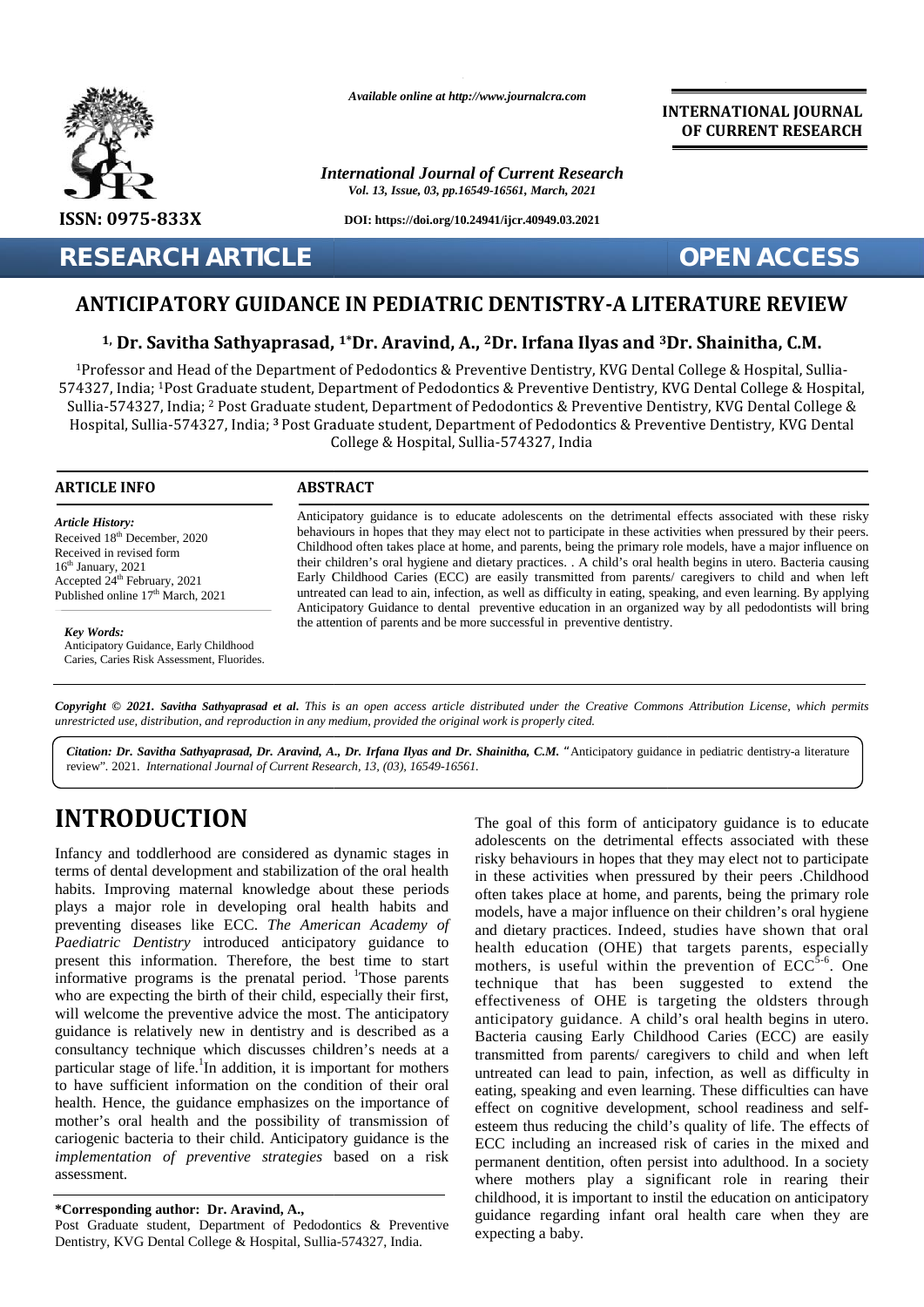Available online at http://www.journalcra.com

International Journal of Current Research

DOI: https://doi.org/10.24941/ijcr.40949.03.2021

INTERNATIONAL JOURNAL OF CURRENT RESEARCH

ISSN: 0975-833X

RESEARCH ARTICLE

OPEN ACCESS

# ANTICIPATORY GUIDANCE IN PEDIATRIC DENTISTRY-A LITERATURE REVIEW

**[1,] Dr. Savitha Sathyaprasad, [1*]Dr. Aravind, A., [2]Dr. Irfana Ilyas and [3]Dr. Shainitha, C.M.**

[1]Professor and Head of the Department of Pedodontics & Preventive Dentistry, KVG Dental College & Hospital, Sullia-574327, India; [1]Post Graduate student, Department of Pedodontics & Preventive Dentistry, KVG Dental College & Hospital, Sullia-574327, India; [2] Post Graduate student, Department of Pedodontics & Preventive Dentistry, KVG Dental College & Hospital, Sullia-574327, India; [3] Post Graduate student, Department of Pedodontics & Preventive Dentistry, KVG Dental College & Hospital, Sullia-574327, India

## ARTICLE INFO

*Article History:*
Received 18th December, 2020
Received in revised form
16th January, 2021
Accepted 24th February, 2021
Published online 17th March, 2021

*Key Words:*
Anticipatory Guidance, Early Childhood Caries, Caries Risk Assessment, Fluorides.

## ABSTRACT

Anticipatory guidance is to educate adolescents on the detrimental effects associated with these risky behaviours in hopes that they may elect not to participate in these activities when pressured by their peers. Childhood often takes place at home, and parents, being the primary role models, have a major influence on their children's oral hygiene and dietary practices. . A child's oral health begins in utero. Bacteria causing Early Childhood Caries (ECC) are easily transmitted from parents/ caregivers to child and when left untreated can lead to ain, infection, as well as difficulty in eating, speaking, and even learning. By applying Anticipatory Guidance to dental preventive education in an organized way by all pedodontists will bring the attention of parents and be more successful in preventive dentistry.

***Copyright © 2021. Savitha Sathyaprasad et al.*** *This is an open access article distributed under the Creative Commons Attribution License, which permits unrestricted use, distribution, and reproduction in any medium, provided the original work is properly cited.*

***Citation: Dr. Savitha Sathyaprasad, Dr. Aravind, A., Dr. Irfana Ilyas and Dr. Shainitha, C.M.*** "Anticipatory guidance in pediatric dentistry-a literature review". 2021. *International Journal of Current Research, 13, (03), 16549-16561.*

# INTRODUCTION

Infancy and toddlerhood are considered as dynamic stages in terms of dental development and stabilization of the oral health habits. Improving maternal knowledge about these periods plays a major role in developing oral health habits and preventing diseases like ECC. *The American Academy of Paediatric Dentistry* introduced anticipatory guidance to present this information. Therefore, the best time to start informative programs is the prenatal period. [1]Those parents who are expecting the birth of their child, especially their first, will welcome the preventive advice the most. The anticipatory guidance is relatively new in dentistry and is described as a consultancy technique which discusses children's needs at a particular stage of life.[1]In addition, it is important for mothers to have sufficient information on the condition of their oral health. Hence, the guidance emphasizes on the importance of mother's oral health and the possibility of transmission of cariogenic bacteria to their child. Anticipatory guidance is the *implementation of preventive strategies* based on a risk assessment.

The goal of this form of anticipatory guidance is to educate adolescents on the detrimental effects associated with these risky behaviours in hopes that they may elect not to participate in these activities when pressured by their peers .Childhood often takes place at home, and parents, being the primary role models, have a major influence on their children's oral hygiene and dietary practices. Indeed, studies have shown that oral health education (OHE) that targets parents, especially mothers, is useful within the prevention of ECC[5-6]. One technique that has been suggested to extend the effectiveness of OHE is targeting the oldsters through anticipatory guidance. A child's oral health begins in utero. Bacteria causing Early Childhood Caries (ECC) are easily transmitted from parents/ caregivers to child and when left untreated can lead to pain, infection, as well as difficulty in eating, speaking and even learning. These difficulties can have effect on cognitive development, school readiness and self-esteem thus reducing the child's quality of life. The effects of ECC including an increased risk of caries in the mixed and permanent dentition, often persist into adulthood. In a society where mothers play a significant role in rearing their childhood, it is important to instil the education on anticipatory guidance regarding infant oral health care when they are expecting a baby.

**\*Corresponding author: Dr. Aravind, A.,**
Post Graduate student, Department of Pedodontics & Preventive Dentistry, KVG Dental College & Hospital, Sullia-574327, India.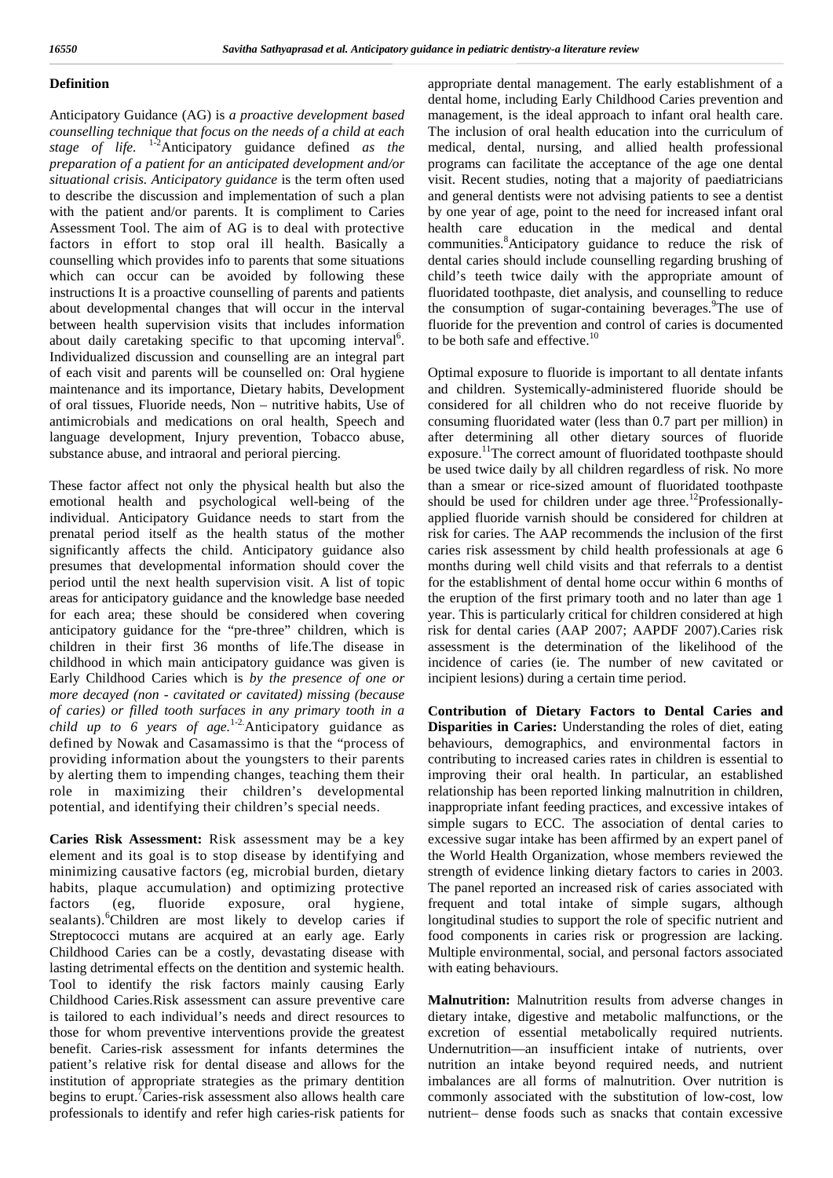## Definition

Anticipatory Guidance (AG) is *a proactive development based counselling technique that focus on the needs of a child at each stage of life.* [1-2] Anticipatory guidance defined *as the preparation of a patient for an anticipated development and/or situational crisis. Anticipatory guidance* is the term often used to describe the discussion and implementation of such a plan with the patient and/or parents. It is compliment to Caries Assessment Tool. The aim of AG is to deal with protective factors in effort to stop oral ill health. Basically a counselling which provides info to parents that some situations which can occur can be avoided by following these instructions It is a proactive counselling of parents and patients about developmental changes that will occur in the interval between health supervision visits that includes information about daily caretaking specific to that upcoming interval[6]. Individualized discussion and counselling are an integral part of each visit and parents will be counselled on: Oral hygiene maintenance and its importance, Dietary habits, Development of oral tissues, Fluoride needs, Non – nutritive habits, Use of antimicrobials and medications on oral health, Speech and language development, Injury prevention, Tobacco abuse, substance abuse, and intraoral and perioral piercing.

These factor affect not only the physical health but also the emotional health and psychological well-being of the individual. Anticipatory Guidance needs to start from the prenatal period itself as the health status of the mother significantly affects the child. Anticipatory guidance also presumes that developmental information should cover the period until the next health supervision visit. A list of topic areas for anticipatory guidance and the knowledge base needed for each area; these should be considered when covering anticipatory guidance for the "pre-three" children, which is children in their first 36 months of life.The disease in childhood in which main anticipatory guidance was given is Early Childhood Caries which is *by the presence of one or more decayed (non - cavitated or cavitated) missing (because of caries) or filled tooth surfaces in any primary tooth in a child up to 6 years of age.* [1-2.] Anticipatory guidance as defined by Nowak and Casamassimo is that the "process of providing information about the youngsters to their parents by alerting them to impending changes, teaching them their role in maximizing their children's developmental potential, and identifying their children's special needs.

**Caries Risk Assessment:** Risk assessment may be a key element and its goal is to stop disease by identifying and minimizing causative factors (eg, microbial burden, dietary habits, plaque accumulation) and optimizing protective factors (eg, fluoride exposure, oral hygiene, sealants).[6]Children are most likely to develop caries if Streptococci mutans are acquired at an early age. Early Childhood Caries can be a costly, devastating disease with lasting detrimental effects on the dentition and systemic health. Tool to identify the risk factors mainly causing Early Childhood Caries.Risk assessment can assure preventive care is tailored to each individual's needs and direct resources to those for whom preventive interventions provide the greatest benefit. Caries-risk assessment for infants determines the patient's relative risk for dental disease and allows for the institution of appropriate strategies as the primary dentition begins to erupt.[7]Caries-risk assessment also allows health care professionals to identify and refer high caries-risk patients for appropriate dental management. The early establishment of a dental home, including Early Childhood Caries prevention and management, is the ideal approach to infant oral health care. The inclusion of oral health education into the curriculum of medical, dental, nursing, and allied health professional programs can facilitate the acceptance of the age one dental visit. Recent studies, noting that a majority of paediatricians and general dentists were not advising patients to see a dentist by one year of age, point to the need for increased infant oral health care education in the medical and dental communities.[8]Anticipatory guidance to reduce the risk of dental caries should include counselling regarding brushing of child's teeth twice daily with the appropriate amount of fluoridated toothpaste, diet analysis, and counselling to reduce the consumption of sugar-containing beverages.[9]The use of fluoride for the prevention and control of caries is documented to be both safe and effective.[10]

Optimal exposure to fluoride is important to all dentate infants and children. Systemically-administered fluoride should be considered for all children who do not receive fluoride by consuming fluoridated water (less than 0.7 part per million) in after determining all other dietary sources of fluoride exposure.[11]The correct amount of fluoridated toothpaste should be used twice daily by all children regardless of risk. No more than a smear or rice-sized amount of fluoridated toothpaste should be used for children under age three.[12]Professionally-applied fluoride varnish should be considered for children at risk for caries. The AAP recommends the inclusion of the first caries risk assessment by child health professionals at age 6 months during well child visits and that referrals to a dentist for the establishment of dental home occur within 6 months of the eruption of the first primary tooth and no later than age 1 year. This is particularly critical for children considered at high risk for dental caries (AAP 2007; AAPDF 2007).Caries risk assessment is the determination of the likelihood of the incidence of caries (ie. The number of new cavitated or incipient lesions) during a certain time period.

**Contribution of Dietary Factors to Dental Caries and Disparities in Caries:** Understanding the roles of diet, eating behaviours, demographics, and environmental factors in contributing to increased caries rates in children is essential to improving their oral health. In particular, an established relationship has been reported linking malnutrition in children, inappropriate infant feeding practices, and excessive intakes of simple sugars to ECC. The association of dental caries to excessive sugar intake has been affirmed by an expert panel of the World Health Organization, whose members reviewed the strength of evidence linking dietary factors to caries in 2003. The panel reported an increased risk of caries associated with frequent and total intake of simple sugars, although longitudinal studies to support the role of specific nutrient and food components in caries risk or progression are lacking. Multiple environmental, social, and personal factors associated with eating behaviours.

**Malnutrition:** Malnutrition results from adverse changes in dietary intake, digestive and metabolic malfunctions, or the excretion of essential metabolically required nutrients. Undernutrition—an insufficient intake of nutrients, over nutrition an intake beyond required needs, and nutrient imbalances are all forms of malnutrition. Over nutrition is commonly associated with the substitution of low-cost, low nutrient– dense foods such as snacks that contain excessive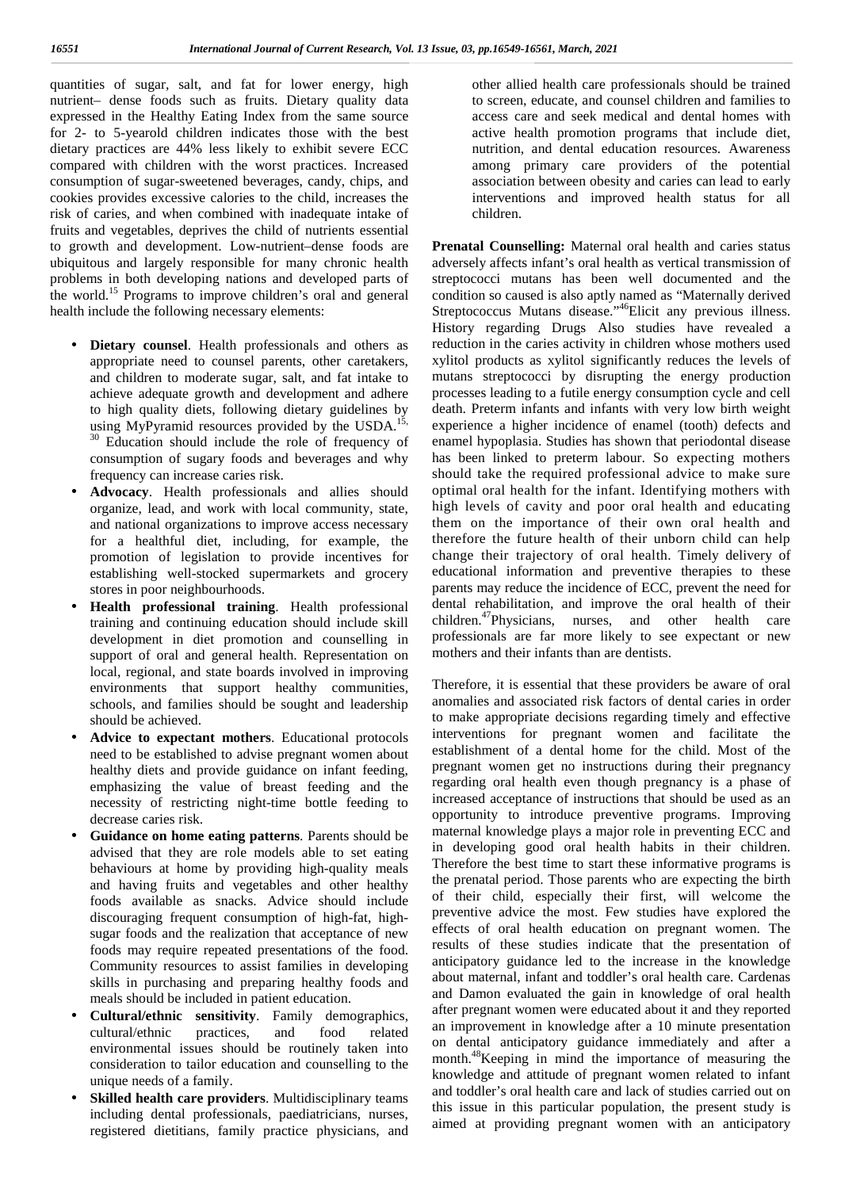quantities of sugar, salt, and fat for lower energy, high nutrient– dense foods such as fruits. Dietary quality data expressed in the Healthy Eating Index from the same source for 2- to 5-yearold children indicates those with the best dietary practices are 44% less likely to exhibit severe ECC compared with children with the worst practices. Increased consumption of sugar-sweetened beverages, candy, chips, and cookies provides excessive calories to the child, increases the risk of caries, and when combined with inadequate intake of fruits and vegetables, deprives the child of nutrients essential to growth and development. Low-nutrient–dense foods are ubiquitous and largely responsible for many chronic health problems in both developing nations and developed parts of the world.[15] Programs to improve children's oral and general health include the following necessary elements:

- **Dietary counsel**. Health professionals and others as appropriate need to counsel parents, other caretakers, and children to moderate sugar, salt, and fat intake to achieve adequate growth and development and adhere to high quality diets, following dietary guidelines by using MyPyramid resources provided by the USDA.[15, 30] Education should include the role of frequency of consumption of sugary foods and beverages and why frequency can increase caries risk.
- **Advocacy**. Health professionals and allies should organize, lead, and work with local community, state, and national organizations to improve access necessary for a healthful diet, including, for example, the promotion of legislation to provide incentives for establishing well-stocked supermarkets and grocery stores in poor neighbourhoods.
- **Health professional training**. Health professional training and continuing education should include skill development in diet promotion and counselling in support of oral and general health. Representation on local, regional, and state boards involved in improving environments that support healthy communities, schools, and families should be sought and leadership should be achieved.
- **Advice to expectant mothers**. Educational protocols need to be established to advise pregnant women about healthy diets and provide guidance on infant feeding, emphasizing the value of breast feeding and the necessity of restricting night-time bottle feeding to decrease caries risk.
- **Guidance on home eating patterns**. Parents should be advised that they are role models able to set eating behaviours at home by providing high-quality meals and having fruits and vegetables and other healthy foods available as snacks. Advice should include discouraging frequent consumption of high-fat, high-sugar foods and the realization that acceptance of new foods may require repeated presentations of the food. Community resources to assist families in developing skills in purchasing and preparing healthy foods and meals should be included in patient education.
- **Cultural/ethnic sensitivity**. Family demographics, cultural/ethnic practices, and food related environmental issues should be routinely taken into consideration to tailor education and counselling to the unique needs of a family.
- **Skilled health care providers**. Multidisciplinary teams including dental professionals, paediatricians, nurses, registered dietitians, family practice physicians, and other allied health care professionals should be trained to screen, educate, and counsel children and families to access care and seek medical and dental homes with active health promotion programs that include diet, nutrition, and dental education resources. Awareness among primary care providers of the potential association between obesity and caries can lead to early interventions and improved health status for all children.

**Prenatal Counselling:** Maternal oral health and caries status adversely affects infant's oral health as vertical transmission of streptococci mutans has been well documented and the condition so caused is also aptly named as "Maternally derived Streptococcus Mutans disease."[46]Elicit any previous illness. History regarding Drugs Also studies have revealed a reduction in the caries activity in children whose mothers used xylitol products as xylitol significantly reduces the levels of mutans streptococci by disrupting the energy production processes leading to a futile energy consumption cycle and cell death. Preterm infants and infants with very low birth weight experience a higher incidence of enamel (tooth) defects and enamel hypoplasia. Studies has shown that periodontal disease has been linked to preterm labour. So expecting mothers should take the required professional advice to make sure optimal oral health for the infant. Identifying mothers with high levels of cavity and poor oral health and educating them on the importance of their own oral health and therefore the future health of their unborn child can help change their trajectory of oral health. Timely delivery of educational information and preventive therapies to these parents may reduce the incidence of ECC, prevent the need for dental rehabilitation, and improve the oral health of their children.[47]Physicians, nurses, and other health care professionals are far more likely to see expectant or new mothers and their infants than are dentists.

Therefore, it is essential that these providers be aware of oral anomalies and associated risk factors of dental caries in order to make appropriate decisions regarding timely and effective interventions for pregnant women and facilitate the establishment of a dental home for the child. Most of the pregnant women get no instructions during their pregnancy regarding oral health even though pregnancy is a phase of increased acceptance of instructions that should be used as an opportunity to introduce preventive programs. Improving maternal knowledge plays a major role in preventing ECC and in developing good oral health habits in their children. Therefore the best time to start these informative programs is the prenatal period. Those parents who are expecting the birth of their child, especially their first, will welcome the preventive advice the most. Few studies have explored the effects of oral health education on pregnant women. The results of these studies indicate that the presentation of anticipatory guidance led to the increase in the knowledge about maternal, infant and toddler's oral health care. Cardenas and Damon evaluated the gain in knowledge of oral health after pregnant women were educated about it and they reported an improvement in knowledge after a 10 minute presentation on dental anticipatory guidance immediately and after a month.[48]Keeping in mind the importance of measuring the knowledge and attitude of pregnant women related to infant and toddler's oral health care and lack of studies carried out on this issue in this particular population, the present study is aimed at providing pregnant women with an anticipatory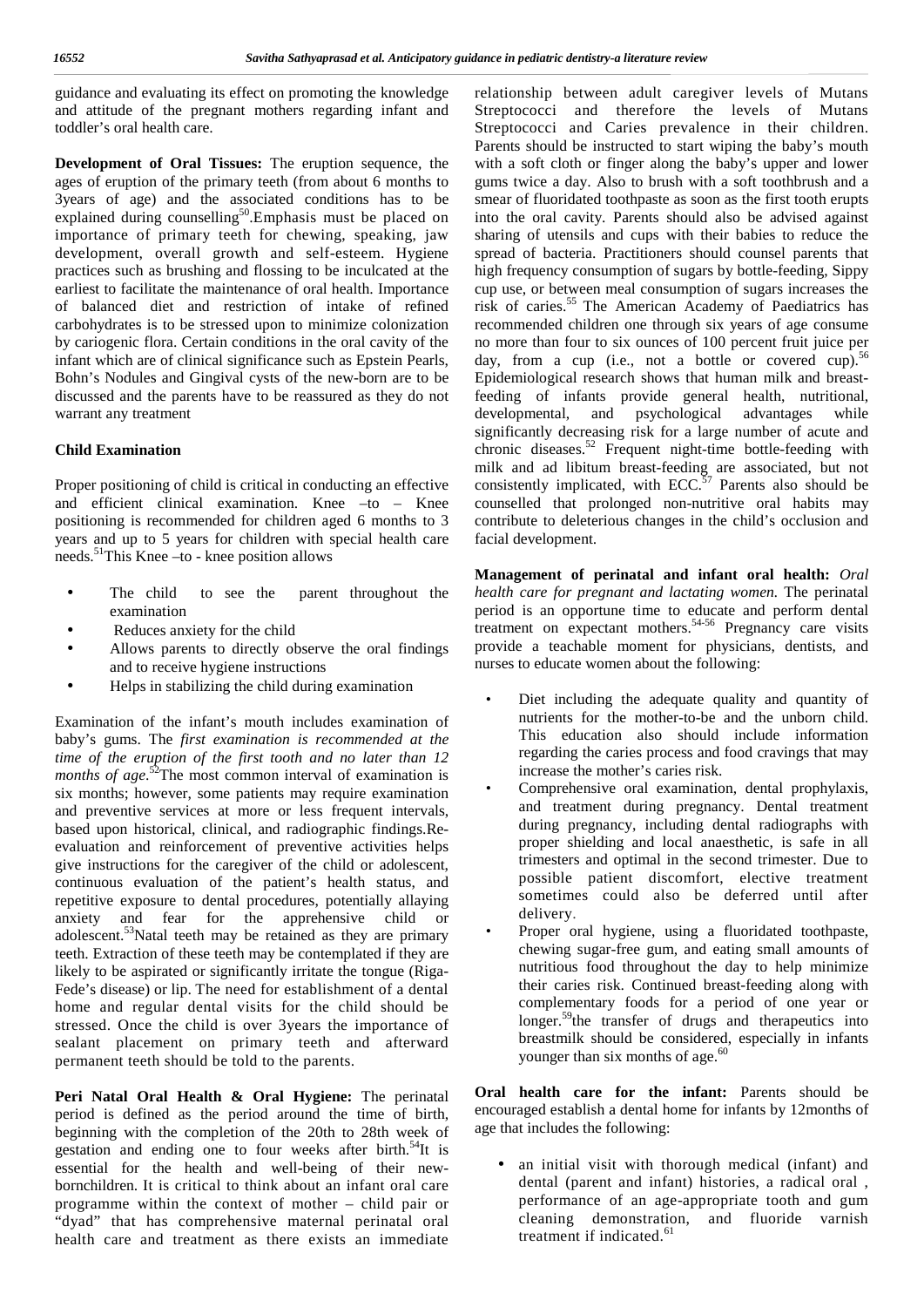guidance and evaluating its effect on promoting the knowledge and attitude of the pregnant mothers regarding infant and toddler's oral health care.

**Development of Oral Tissues:** The eruption sequence, the ages of eruption of the primary teeth (from about 6 months to 3years of age) and the associated conditions has to be explained during counselling[50].Emphasis must be placed on importance of primary teeth for chewing, speaking, jaw development, overall growth and self-esteem. Hygiene practices such as brushing and flossing to be inculcated at the earliest to facilitate the maintenance of oral health. Importance of balanced diet and restriction of intake of refined carbohydrates is to be stressed upon to minimize colonization by cariogenic flora. Certain conditions in the oral cavity of the infant which are of clinical significance such as Epstein Pearls, Bohn's Nodules and Gingival cysts of the new-born are to be discussed and the parents have to be reassured as they do not warrant any treatment

**Child Examination**

Proper positioning of child is critical in conducting an effective and efficient clinical examination. Knee –to – Knee positioning is recommended for children aged 6 months to 3 years and up to 5 years for children with special health care needs.[51]This Knee –to - knee position allows

- The child to see the parent throughout the examination
- Reduces anxiety for the child
- Allows parents to directly observe the oral findings and to receive hygiene instructions
- Helps in stabilizing the child during examination

Examination of the infant's mouth includes examination of baby's gums. The *first examination is recommended at the time of the eruption of the first tooth and no later than 12 months of age.*[52]The most common interval of examination is six months; however, some patients may require examination and preventive services at more or less frequent intervals, based upon historical, clinical, and radiographic findings.Re-evaluation and reinforcement of preventive activities helps give instructions for the caregiver of the child or adolescent, continuous evaluation of the patient's health status, and repetitive exposure to dental procedures, potentially allaying anxiety and fear for the apprehensive child or adolescent.[53]Natal teeth may be retained as they are primary teeth. Extraction of these teeth may be contemplated if they are likely to be aspirated or significantly irritate the tongue (Riga-Fede's disease) or lip. The need for establishment of a dental home and regular dental visits for the child should be stressed. Once the child is over 3years the importance of sealant placement on primary teeth and afterward permanent teeth should be told to the parents.

**Peri Natal Oral Health & Oral Hygiene:** The perinatal period is defined as the period around the time of birth, beginning with the completion of the 20th to 28th week of gestation and ending one to four weeks after birth.[54]It is essential for the health and well-being of their new-bornchildren. It is critical to think about an infant oral care programme within the context of mother – child pair or "dyad" that has comprehensive maternal perinatal oral health care and treatment as there exists an immediate relationship between adult caregiver levels of Mutans Streptococci and therefore the levels of Mutans Streptococci and Caries prevalence in their children. Parents should be instructed to start wiping the baby's mouth with a soft cloth or finger along the baby's upper and lower gums twice a day. Also to brush with a soft toothbrush and a smear of fluoridated toothpaste as soon as the first tooth erupts into the oral cavity. Parents should also be advised against sharing of utensils and cups with their babies to reduce the spread of bacteria. Practitioners should counsel parents that high frequency consumption of sugars by bottle-feeding, Sippy cup use, or between meal consumption of sugars increases the risk of caries.[55] The American Academy of Paediatrics has recommended children one through six years of age consume no more than four to six ounces of 100 percent fruit juice per day, from a cup (i.e., not a bottle or covered cup).[56] Epidemiological research shows that human milk and breast-feeding of infants provide general health, nutritional, developmental, and psychological advantages while significantly decreasing risk for a large number of acute and chronic diseases.[52] Frequent night-time bottle-feeding with milk and ad libitum breast-feeding are associated, but not consistently implicated, with ECC.[57] Parents also should be counselled that prolonged non-nutritive oral habits may contribute to deleterious changes in the child's occlusion and facial development.

**Management of perinatal and infant oral health:** *Oral health care for pregnant and lactating women.* The perinatal period is an opportune time to educate and perform dental treatment on expectant mothers.[54-56] Pregnancy care visits provide a teachable moment for physicians, dentists, and nurses to educate women about the following:

- Diet including the adequate quality and quantity of nutrients for the mother-to-be and the unborn child. This education also should include information regarding the caries process and food cravings that may increase the mother's caries risk.
- Comprehensive oral examination, dental prophylaxis, and treatment during pregnancy. Dental treatment during pregnancy, including dental radiographs with proper shielding and local anaesthetic, is safe in all trimesters and optimal in the second trimester. Due to possible patient discomfort, elective treatment sometimes could also be deferred until after delivery.
- Proper oral hygiene, using a fluoridated toothpaste, chewing sugar-free gum, and eating small amounts of nutritious food throughout the day to help minimize their caries risk. Continued breast-feeding along with complementary foods for a period of one year or longer.[59]the transfer of drugs and therapeutics into breastmilk should be considered, especially in infants younger than six months of age.[60]

**Oral health care for the infant:** Parents should be encouraged establish a dental home for infants by 12months of age that includes the following:

- an initial visit with thorough medical (infant) and dental (parent and infant) histories, a radical oral , performance of an age-appropriate tooth and gum cleaning demonstration, and fluoride varnish treatment if indicated.[61]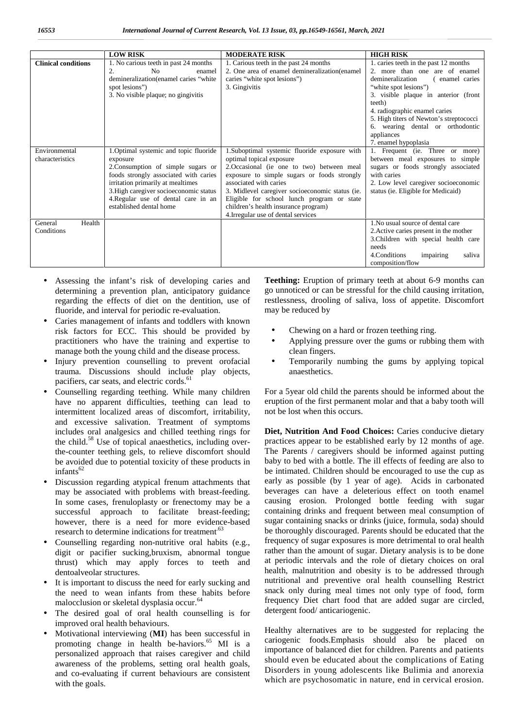| | LOW RISK | MODERATE RISK | HIGH RISK |
|---|---|---|---|
| **Clinical conditions** | 1. No carious teeth in past 24 months<br>2. No enamel demineralization(enamel caries "white spot lesions")<br>3. No visible plaque; no gingivitis | 1. Carious teeth in the past 24 months<br>2. One area of enamel demineralization(enamel caries "white spot lesions")<br>3. Gingivitis | 1. caries teeth in the past 12 months<br>2. more than one are of enamel demineralization ( enamel caries "white spot lesions")<br>3. visible plaque in anterior (front teeth)<br>4. radiographic enamel caries<br>5. High titers of Newton's streptococci<br>6. wearing dental or orthodontic appliances<br>7. enamel hypoplasia |
| Environmental characteristics | 1.Optimal systemic and topic fluoride exposure<br>2.Consumption of simple sugars or foods strongly associated with caries irritation primarily at mealtimes<br>3.High caregiver socioeconomic status<br>4.Regular use of dental care in an established dental home | 1.Suboptimal systemic fluoride exposure with optimal topical exposure<br>2.Occasional (ie one to two) between meal exposure to simple sugars or foods strongly associated with caries<br>3. Midlevel caregiver socioeconomic status (ie. Eligible for school lunch program or state children's health insurance program)<br>4.Irregular use of dental services | 1. Frequent (ie. Three or more) between meal exposures to simple sugars or foods strongly associated with caries<br>2. Low level caregiver socioeconomic status (ie. Eligible for Medicaid) |
| General Health Conditions | | | 1.No usual source of dental care<br>2.Active caries present in the mother<br>3.Children with special health care needs<br>4.Conditions impairing saliva composition/flow |

- Assessing the infant's risk of developing caries and determining a prevention plan, anticipatory guidance regarding the effects of diet on the dentition, use of fluoride, and interval for periodic re-evaluation.
- Caries management of infants and toddlers with known risk factors for ECC. This should be provided by practitioners who have the training and expertise to manage both the young child and the disease process.
- Injury prevention counselling to prevent orofacial trauma. Discussions should include play objects, pacifiers, car seats, and electric cords.[61]
- Counselling regarding teething. While many children have no apparent difficulties, teething can lead to intermittent localized areas of discomfort, irritability, and excessive salivation. Treatment of symptoms includes oral analgesics and chilled teething rings for the child.[58] Use of topical anaesthetics, including over-the-counter teething gels, to relieve discomfort should be avoided due to potential toxicity of these products in infants[62]
- Discussion regarding atypical frenum attachments that may be associated with problems with breast-feeding. In some cases, frenuloplasty or frenectomy may be a successful approach to facilitate breast-feeding; however, there is a need for more evidence-based research to determine indications for treatment.[63]
- Counselling regarding non-nutritive oral habits (e.g., digit or pacifier sucking,bruxism, abnormal tongue thrust) which may apply forces to teeth and dentoalveolar structures.
- It is important to discuss the need for early sucking and the need to wean infants from these habits before malocclusion or skeletal dysplasia occur.[64]
- The desired goal of oral health counselling is for improved oral health behaviours.
- Motivational interviewing (**MI**) has been successful in promoting change in health be-haviors.[65] MI is a personalized approach that raises caregiver and child awareness of the problems, setting oral health goals, and co-evaluating if current behaviours are consistent with the goals.

**Teething:** Eruption of primary teeth at about 6-9 months can go unnoticed or can be stressful for the child causing irritation, restlessness, drooling of saliva, loss of appetite. Discomfort may be reduced by

- Chewing on a hard or frozen teething ring.
- Applying pressure over the gums or rubbing them with clean fingers.
- Temporarily numbing the gums by applying topical anaesthetics.

For a 5year old child the parents should be informed about the eruption of the first permanent molar and that a baby tooth will not be lost when this occurs.

**Diet, Nutrition And Food Choices:** Caries conducive dietary practices appear to be established early by 12 months of age. The Parents / caregivers should be informed against putting baby to bed with a bottle. The ill effects of feeding are also to be intimated. Children should be encouraged to use the cup as early as possible (by 1 year of age). Acids in carbonated beverages can have a deleterious effect on tooth enamel causing erosion. Prolonged bottle feeding with sugar containing drinks and frequent between meal consumption of sugar containing snacks or drinks (juice, formula, soda) should be thoroughly discouraged. Parents should be educated that the frequency of sugar exposures is more detrimental to oral health rather than the amount of sugar. Dietary analysis is to be done at periodic intervals and the role of dietary choices on oral health, malnutrition and obesity is to be addressed through nutritional and preventive oral health counselling Restrict snack only during meal times not only type of food, form frequency Diet chart food that are added sugar are circled, detergent food/ anticariogenic.

Healthy alternatives are to be suggested for replacing the cariogenic foods.Emphasis should also be placed on importance of balanced diet for children. Parents and patients should even be educated about the complications of Eating Disorders in young adolescents like Bulimia and anorexia which are psychosomatic in nature, end in cervical erosion.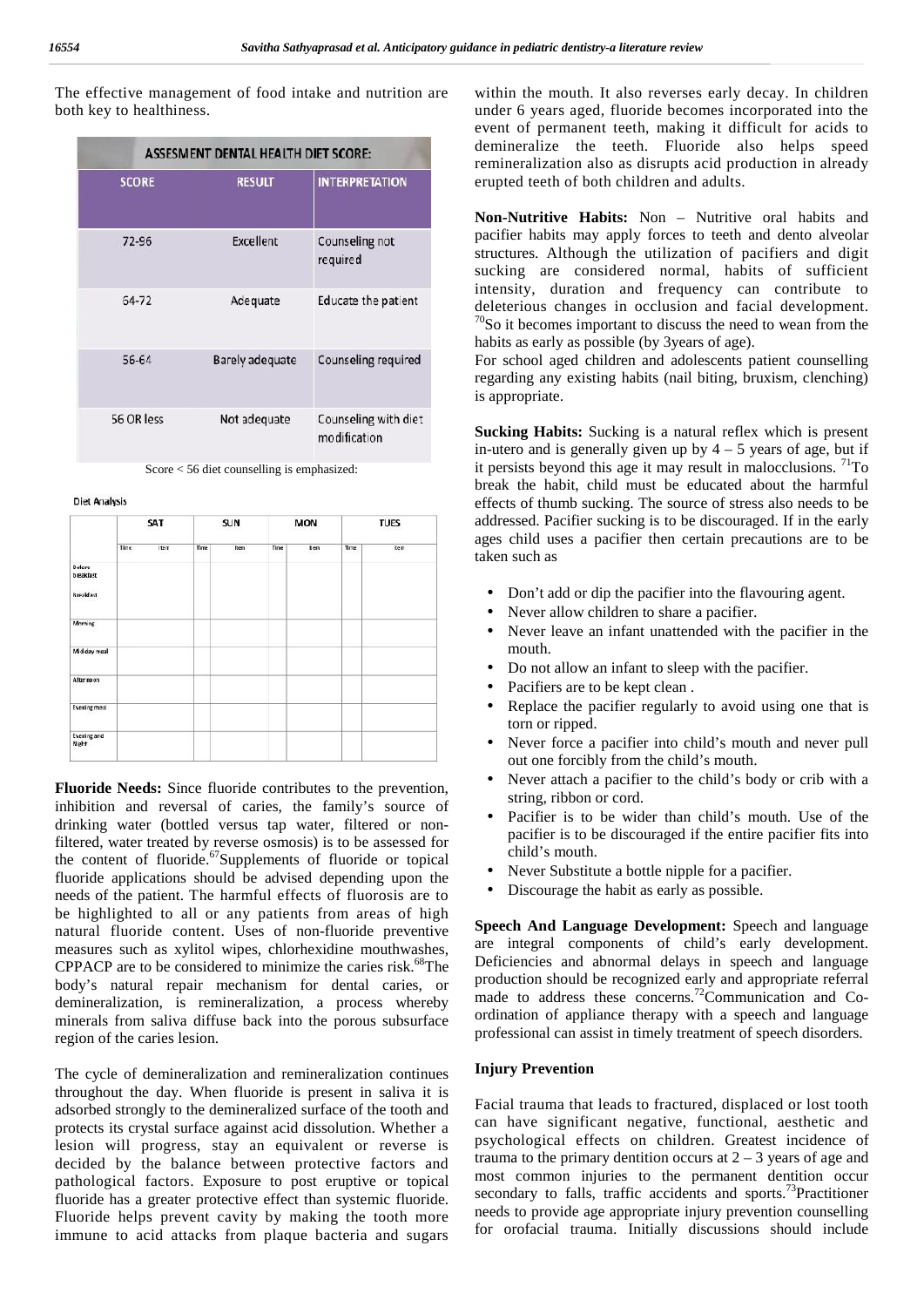The effective management of food intake and nutrition are both key to healthiness.

| ASSESMENT DENTAL HEALTH DIET SCORE: | | |
|---|---|---|
| SCORE | RESULT | INTERPRETATION |
| 72-96 | Excellent | Counseling not required |
| 64-72 | Adequate | Educate the patient |
| 56-64 | Barely adequate | Counseling required |
| 56 OR less | Not adequate | Counseling with diet modification |

Score < 56 diet counselling is emphasized:

Diet Analysis

| | SAT | | SUN | | MON | | TUES | |
|---|---|---|---|---|---|---|---|---|
| | Time | Item | Time | Item | Time | Item | Time | Item |
| Before breakfast | | | | | | | | |
| Breakfast | | | | | | | | |
| Morning | | | | | | | | |
| Midday meal | | | | | | | | |
| Afternoon | | | | | | | | |
| Evening meal | | | | | | | | |
| Evening and Night | | | | | | | | |

**Fluoride Needs:** Since fluoride contributes to the prevention, inhibition and reversal of caries, the family's source of drinking water (bottled versus tap water, filtered or non-filtered, water treated by reverse osmosis) is to be assessed for the content of fluoride.[67] Supplements of fluoride or topical fluoride applications should be advised depending upon the needs of the patient. The harmful effects of fluorosis are to be highlighted to all or any patients from areas of high natural fluoride content. Uses of non-fluoride preventive measures such as xylitol wipes, chlorhexidine mouthwashes, CPPACP are to be considered to minimize the caries risk.[68] The body's natural repair mechanism for dental caries, or demineralization, is remineralization, a process whereby minerals from saliva diffuse back into the porous subsurface region of the caries lesion.

The cycle of demineralization and remineralization continues throughout the day. When fluoride is present in saliva it is adsorbed strongly to the demineralized surface of the tooth and protects its crystal surface against acid dissolution. Whether a lesion will progress, stay an equivalent or reverse is decided by the balance between protective factors and pathological factors. Exposure to post eruptive or topical fluoride has a greater protective effect than systemic fluoride. Fluoride helps prevent cavity by making the tooth more immune to acid attacks from plaque bacteria and sugars within the mouth. It also reverses early decay. In children under 6 years aged, fluoride becomes incorporated into the event of permanent teeth, making it difficult for acids to demineralize the teeth. Fluoride also helps speed remineralization also as disrupts acid production in already erupted teeth of both children and adults.

**Non-Nutritive Habits:** Non – Nutritive oral habits and pacifier habits may apply forces to teeth and dento alveolar structures. Although the utilization of pacifiers and digit sucking are considered normal, habits of sufficient intensity, duration and frequency can contribute to deleterious changes in occlusion and facial development.[70] So it becomes important to discuss the need to wean from the habits as early as possible (by 3years of age).

For school aged children and adolescents patient counselling regarding any existing habits (nail biting, bruxism, clenching) is appropriate.

**Sucking Habits:** Sucking is a natural reflex which is present in-utero and is generally given up by 4 – 5 years of age, but if it persists beyond this age it may result in malocclusions. [71] To break the habit, child must be educated about the harmful effects of thumb sucking. The source of stress also needs to be addressed. Pacifier sucking is to be discouraged. If in the early ages child uses a pacifier then certain precautions are to be taken such as

- Don't add or dip the pacifier into the flavouring agent.
- Never allow children to share a pacifier.
- Never leave an infant unattended with the pacifier in the mouth.
- Do not allow an infant to sleep with the pacifier.
- Pacifiers are to be kept clean .
- Replace the pacifier regularly to avoid using one that is torn or ripped.
- Never force a pacifier into child's mouth and never pull out one forcibly from the child's mouth.
- Never attach a pacifier to the child's body or crib with a string, ribbon or cord.
- Pacifier is to be wider than child's mouth. Use of the pacifier is to be discouraged if the entire pacifier fits into child's mouth.
- Never Substitute a bottle nipple for a pacifier.
- Discourage the habit as early as possible.

**Speech And Language Development:** Speech and language are integral components of child's early development. Deficiencies and abnormal delays in speech and language production should be recognized early and appropriate referral made to address these concerns.[72] Communication and Co-ordination of appliance therapy with a speech and language professional can assist in timely treatment of speech disorders.

**Injury Prevention**

Facial trauma that leads to fractured, displaced or lost tooth can have significant negative, functional, aesthetic and psychological effects on children. Greatest incidence of trauma to the primary dentition occurs at 2 – 3 years of age and most common injuries to the permanent dentition occur secondary to falls, traffic accidents and sports.[73] Practitioner needs to provide age appropriate injury prevention counselling for orofacial trauma. Initially discussions should include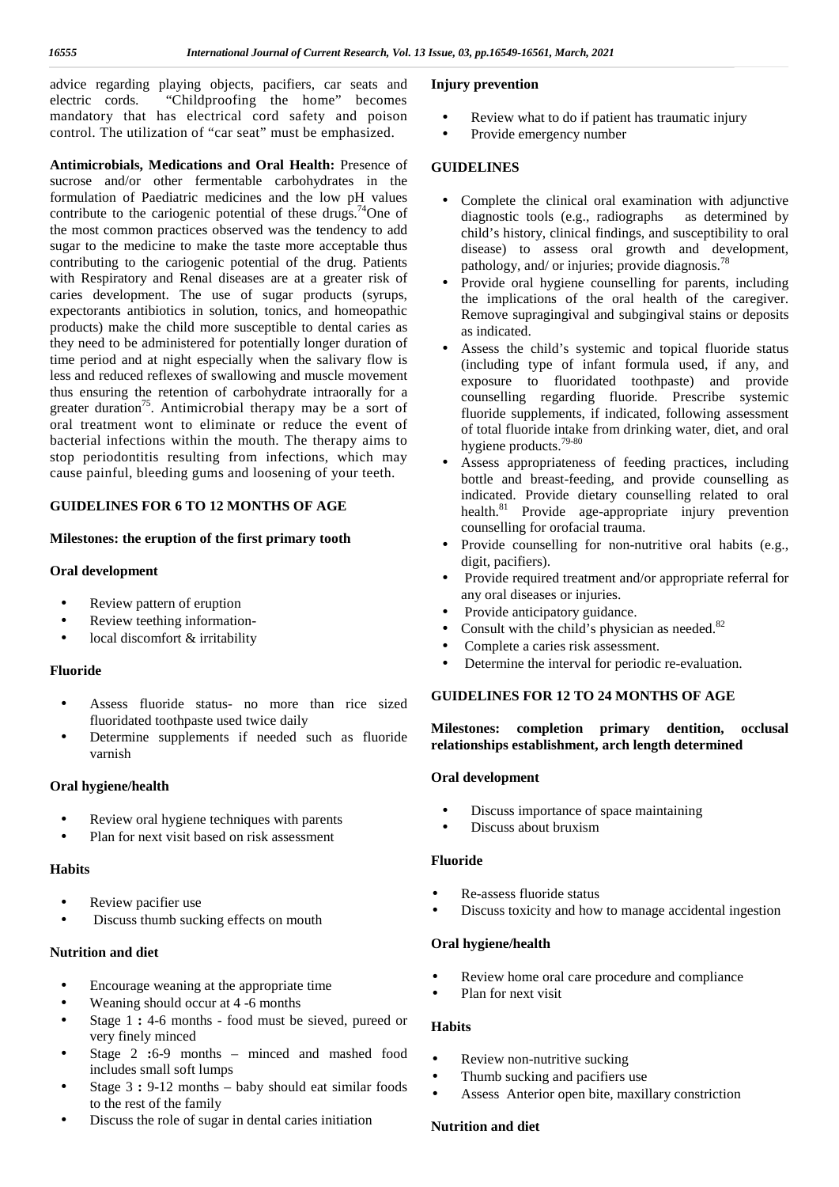advice regarding playing objects, pacifiers, car seats and electric cords. "Childproofing the home" becomes mandatory that has electrical cord safety and poison control. The utilization of "car seat" must be emphasized.

**Antimicrobials, Medications and Oral Health:** Presence of sucrose and/or other fermentable carbohydrates in the formulation of Paediatric medicines and the low pH values contribute to the cariogenic potential of these drugs.[74]One of the most common practices observed was the tendency to add sugar to the medicine to make the taste more acceptable thus contributing to the cariogenic potential of the drug. Patients with Respiratory and Renal diseases are at a greater risk of caries development. The use of sugar products (syrups, expectorants antibiotics in solution, tonics, and homeopathic products) make the child more susceptible to dental caries as they need to be administered for potentially longer duration of time period and at night especially when the salivary flow is less and reduced reflexes of swallowing and muscle movement thus ensuring the retention of carbohydrate intraorally for a greater duration[75]. Antimicrobial therapy may be a sort of oral treatment wont to eliminate or reduce the event of bacterial infections within the mouth. The therapy aims to stop periodontitis resulting from infections, which may cause painful, bleeding gums and loosening of your teeth.

## GUIDELINES FOR 6 TO 12 MONTHS OF AGE

### Milestones: the eruption of the first primary tooth

#### Oral development

- Review pattern of eruption
- Review teething information-
- local discomfort & irritability

#### Fluoride

- Assess fluoride status- no more than rice sized fluoridated toothpaste used twice daily
- Determine supplements if needed such as fluoride varnish

#### Oral hygiene/health

- Review oral hygiene techniques with parents
- Plan for next visit based on risk assessment

#### Habits

- Review pacifier use
- Discuss thumb sucking effects on mouth

#### Nutrition and diet

- Encourage weaning at the appropriate time
- Weaning should occur at 4 -6 months
- Stage 1 **:** 4-6 months - food must be sieved, pureed or very finely minced
- Stage 2 **:**6-9 months – minced and mashed food includes small soft lumps
- Stage 3 **:** 9-12 months – baby should eat similar foods to the rest of the family
- Discuss the role of sugar in dental caries initiation

#### Injury prevention

- Review what to do if patient has traumatic injury
- Provide emergency number

## GUIDELINES

- Complete the clinical oral examination with adjunctive diagnostic tools (e.g., radiographs as determined by child's history, clinical findings, and susceptibility to oral disease) to assess oral growth and development, pathology, and/ or injuries; provide diagnosis.[78]
- Provide oral hygiene counselling for parents, including the implications of the oral health of the caregiver. Remove supragingival and subgingival stains or deposits as indicated.
- Assess the child's systemic and topical fluoride status (including type of infant formula used, if any, and exposure to fluoridated toothpaste) and provide counselling regarding fluoride. Prescribe systemic fluoride supplements, if indicated, following assessment of total fluoride intake from drinking water, diet, and oral hygiene products.[79-80]
- Assess appropriateness of feeding practices, including bottle and breast-feeding, and provide counselling as indicated. Provide dietary counselling related to oral health.[81] Provide age-appropriate injury prevention counselling for orofacial trauma.
- Provide counselling for non-nutritive oral habits (e.g., digit, pacifiers).
- Provide required treatment and/or appropriate referral for any oral diseases or injuries.
- Provide anticipatory guidance.
- Consult with the child's physician as needed.[82]
- Complete a caries risk assessment.
- Determine the interval for periodic re-evaluation.

## GUIDELINES FOR 12 TO 24 MONTHS OF AGE

### Milestones: completion primary dentition, occlusal relationships establishment, arch length determined

#### Oral development

- Discuss importance of space maintaining
- Discuss about bruxism

#### Fluoride

- Re-assess fluoride status
- Discuss toxicity and how to manage accidental ingestion

#### Oral hygiene/health

- Review home oral care procedure and compliance
- Plan for next visit

#### Habits

- Review non-nutritive sucking
- Thumb sucking and pacifiers use
- Assess Anterior open bite, maxillary constriction

#### Nutrition and diet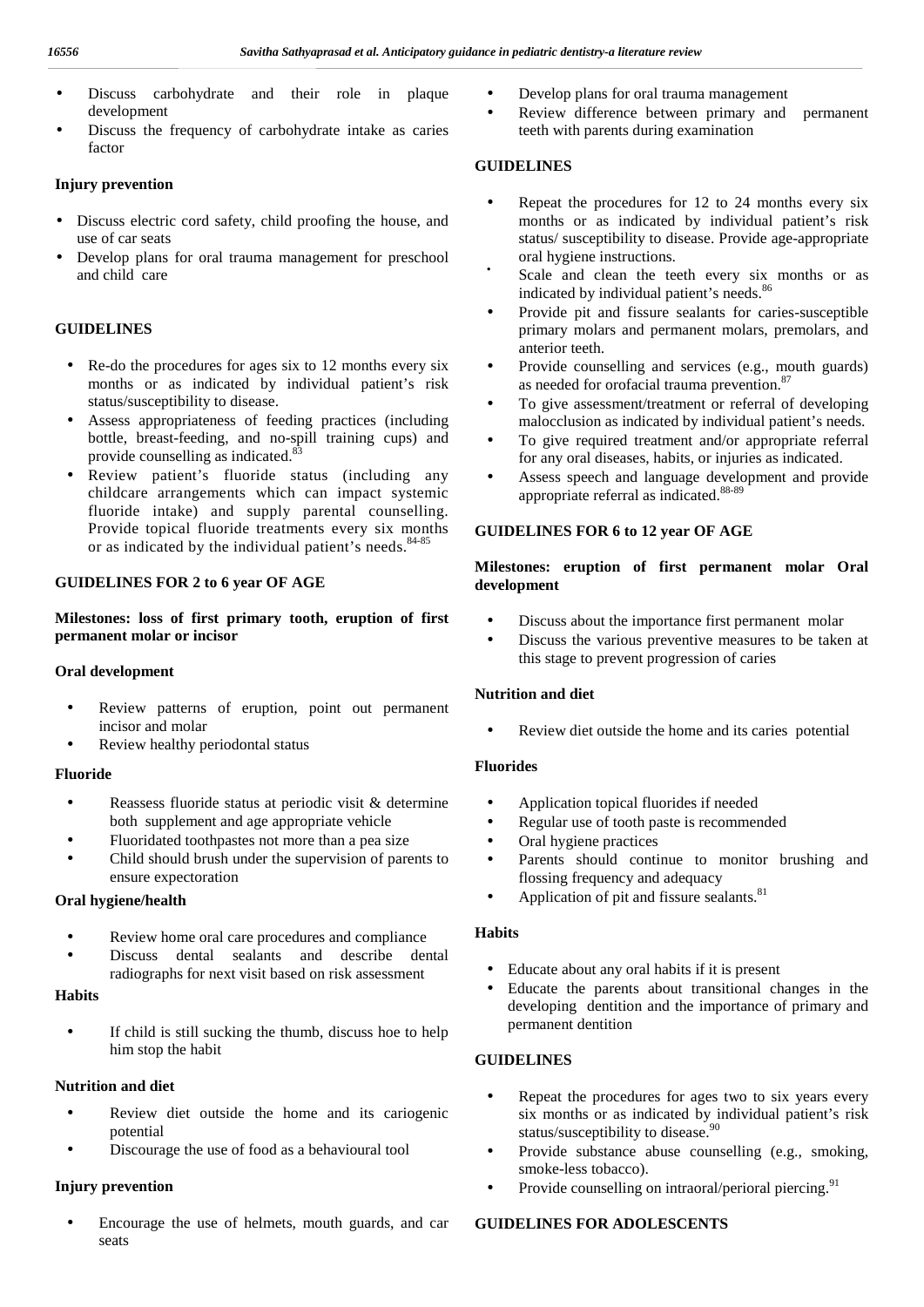- Discuss carbohydrate and their role in plaque development
- Discuss the frequency of carbohydrate intake as caries factor

**Injury prevention**

- Discuss electric cord safety, child proofing the house, and use of car seats
- Develop plans for oral trauma management for preschool and child care

**GUIDELINES**

- Re-do the procedures for ages six to 12 months every six months or as indicated by individual patient's risk status/susceptibility to disease.
- Assess appropriateness of feeding practices (including bottle, breast-feeding, and no-spill training cups) and provide counselling as indicated.[83]
- Review patient's fluoride status (including any childcare arrangements which can impact systemic fluoride intake) and supply parental counselling. Provide topical fluoride treatments every six months or as indicated by the individual patient's needs.[84-85]

**GUIDELINES FOR 2 to 6 year OF AGE**

**Milestones: loss of first primary tooth, eruption of first permanent molar or incisor**

**Oral development**

- Review patterns of eruption, point out permanent incisor and molar
- Review healthy periodontal status

**Fluoride**

- Reassess fluoride status at periodic visit & determine both supplement and age appropriate vehicle
- Fluoridated toothpastes not more than a pea size
- Child should brush under the supervision of parents to ensure expectoration

**Oral hygiene/health**

- Review home oral care procedures and compliance
- Discuss dental sealants and describe dental radiographs for next visit based on risk assessment

**Habits**

- If child is still sucking the thumb, discuss hoe to help him stop the habit

**Nutrition and diet**

- Review diet outside the home and its cariogenic potential
- Discourage the use of food as a behavioural tool

**Injury prevention**

- Encourage the use of helmets, mouth guards, and car seats
- Develop plans for oral trauma management
- Review difference between primary and permanent teeth with parents during examination

**GUIDELINES**

- Repeat the procedures for 12 to 24 months every six months or as indicated by individual patient's risk status/ susceptibility to disease. Provide age-appropriate oral hygiene instructions.
- Scale and clean the teeth every six months or as indicated by individual patient's needs.[86]
- Provide pit and fissure sealants for caries-susceptible primary molars and permanent molars, premolars, and anterior teeth.
- Provide counselling and services (e.g., mouth guards) as needed for orofacial trauma prevention.[87]
- To give assessment/treatment or referral of developing malocclusion as indicated by individual patient's needs.
- To give required treatment and/or appropriate referral for any oral diseases, habits, or injuries as indicated.
- Assess speech and language development and provide appropriate referral as indicated.[88-89]

**GUIDELINES FOR 6 to 12 year OF AGE**

**Milestones: eruption of first permanent molar Oral development**

- Discuss about the importance first permanent molar
- Discuss the various preventive measures to be taken at this stage to prevent progression of caries

**Nutrition and diet**

- Review diet outside the home and its caries potential

**Fluorides**

- Application topical fluorides if needed
- Regular use of tooth paste is recommended
- Oral hygiene practices
- Parents should continue to monitor brushing and flossing frequency and adequacy
- Application of pit and fissure sealants.[81]

**Habits**

- Educate about any oral habits if it is present
- Educate the parents about transitional changes in the developing dentition and the importance of primary and permanent dentition

**GUIDELINES**

- Repeat the procedures for ages two to six years every six months or as indicated by individual patient's risk status/susceptibility to disease.[90]
- Provide substance abuse counselling (e.g., smoking, smoke-less tobacco).
- Provide counselling on intraoral/perioral piercing.[91]

**GUIDELINES FOR ADOLESCENTS**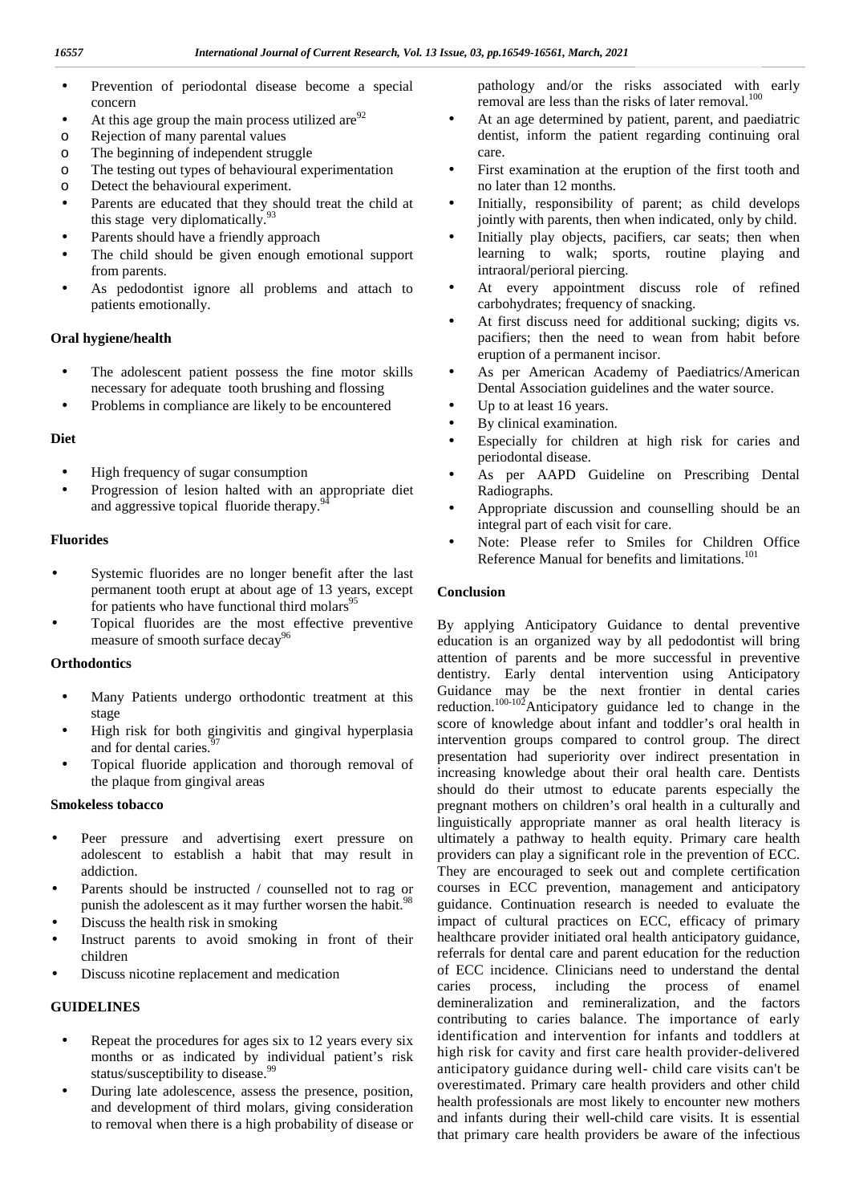- Prevention of periodontal disease become a special concern
- At this age group the main process utilized are[92]
  - Rejection of many parental values
  - The beginning of independent struggle
  - The testing out types of behavioural experimentation
  - Detect the behavioural experiment.
- Parents are educated that they should treat the child at this stage very diplomatically.[93]
- Parents should have a friendly approach
- The child should be given enough emotional support from parents.
- As pedodontist ignore all problems and attach to patients emotionally.

**Oral hygiene/health**

- The adolescent patient possess the fine motor skills necessary for adequate tooth brushing and flossing
- Problems in compliance are likely to be encountered

**Diet**

- High frequency of sugar consumption
- Progression of lesion halted with an appropriate diet and aggressive topical fluoride therapy.[94]

**Fluorides**

- Systemic fluorides are no longer benefit after the last permanent tooth erupt at about age of 13 years, except for patients who have functional third molars[95]
- Topical fluorides are the most effective preventive measure of smooth surface decay[96]

**Orthodontics**

- Many Patients undergo orthodontic treatment at this stage
- High risk for both gingivitis and gingival hyperplasia and for dental caries.[97]
- Topical fluoride application and thorough removal of the plaque from gingival areas

**Smokeless tobacco**

- Peer pressure and advertising exert pressure on adolescent to establish a habit that may result in addiction.
- Parents should be instructed / counselled not to rag or punish the adolescent as it may further worsen the habit.[98]
- Discuss the health risk in smoking
- Instruct parents to avoid smoking in front of their children
- Discuss nicotine replacement and medication

**GUIDELINES**

- Repeat the procedures for ages six to 12 years every six months or as indicated by individual patient's risk status/susceptibility to disease.[99]
- During late adolescence, assess the presence, position, and development of third molars, giving consideration to removal when there is a high probability of disease or pathology and/or the risks associated with early removal are less than the risks of later removal.[100]
- At an age determined by patient, parent, and paediatric dentist, inform the patient regarding continuing oral care.
- First examination at the eruption of the first tooth and no later than 12 months.
- Initially, responsibility of parent; as child develops jointly with parents, then when indicated, only by child.
- Initially play objects, pacifiers, car seats; then when learning to walk; sports, routine playing and intraoral/perioral piercing.
- At every appointment discuss role of refined carbohydrates; frequency of snacking.
- At first discuss need for additional sucking; digits vs. pacifiers; then the need to wean from habit before eruption of a permanent incisor.
- As per American Academy of Paediatrics/American Dental Association guidelines and the water source.
- Up to at least 16 years.
- By clinical examination.
- Especially for children at high risk for caries and periodontal disease.
- As per AAPD Guideline on Prescribing Dental Radiographs.
- Appropriate discussion and counselling should be an integral part of each visit for care.
- Note: Please refer to Smiles for Children Office Reference Manual for benefits and limitations.[101]

**Conclusion**

By applying Anticipatory Guidance to dental preventive education is an organized way by all pedodontist will bring attention of parents and be more successful in preventive dentistry. Early dental intervention using Anticipatory Guidance may be the next frontier in dental caries reduction.[100-102] Anticipatory guidance led to change in the score of knowledge about infant and toddler's oral health in intervention groups compared to control group. The direct presentation had superiority over indirect presentation in increasing knowledge about their oral health care. Dentists should do their utmost to educate parents especially the pregnant mothers on children's oral health in a culturally and linguistically appropriate manner as oral health literacy is ultimately a pathway to health equity. Primary care health providers can play a significant role in the prevention of ECC. They are encouraged to seek out and complete certification courses in ECC prevention, management and anticipatory guidance. Continuation research is needed to evaluate the impact of cultural practices on ECC, efficacy of primary healthcare provider initiated oral health anticipatory guidance, referrals for dental care and parent education for the reduction of ECC incidence. Clinicians need to understand the dental caries process, including the process of enamel demineralization and remineralization, and the factors contributing to caries balance. The importance of early identification and intervention for infants and toddlers at high risk for cavity and first care health provider-delivered anticipatory guidance during well- child care visits can't be overestimated. Primary care health providers and other child health professionals are most likely to encounter new mothers and infants during their well-child care visits. It is essential that primary care health providers be aware of the infectious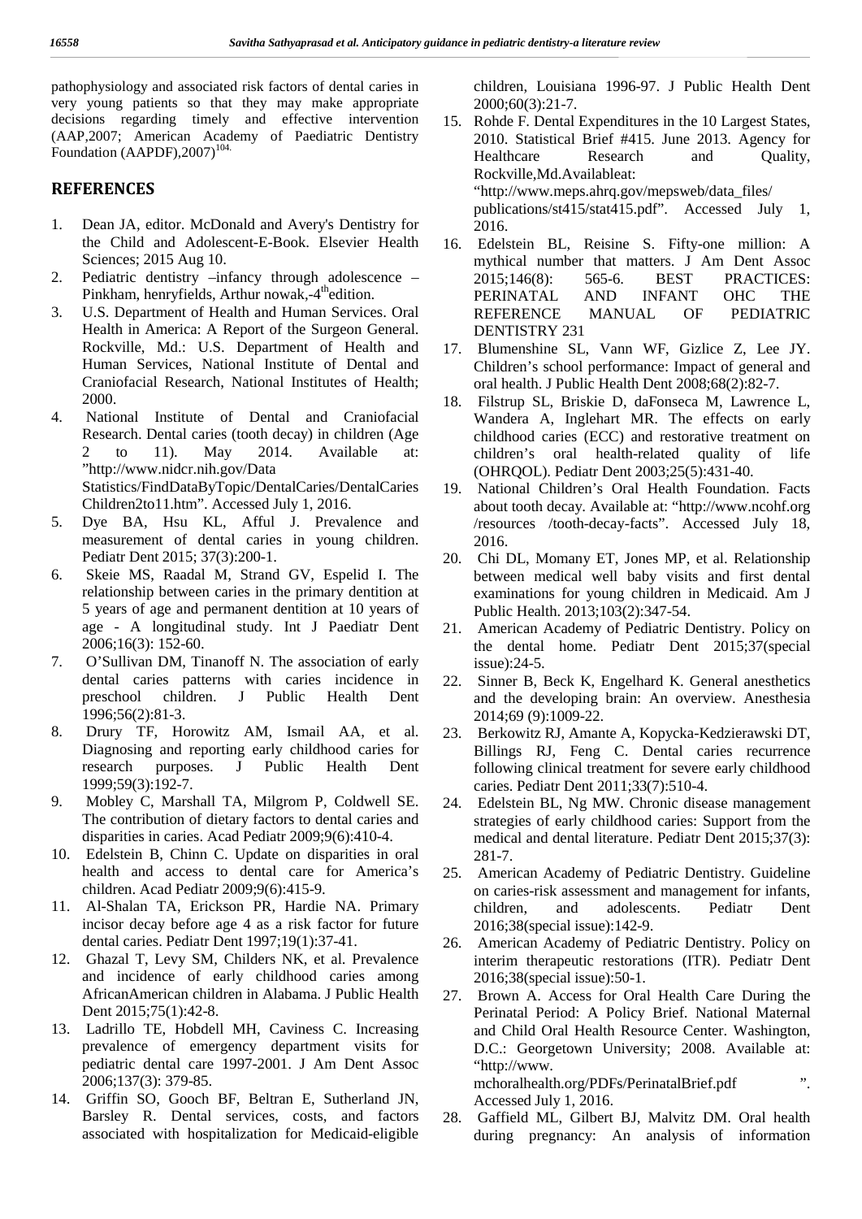pathophysiology and associated risk factors of dental caries in very young patients so that they may make appropriate decisions regarding timely and effective intervention (AAP,2007; American Academy of Paediatric Dentistry Foundation (AAPDF),2007)[104].

## REFERENCES

1. Dean JA, editor. McDonald and Avery's Dentistry for the Child and Adolescent-E-Book. Elsevier Health Sciences; 2015 Aug 10.
2. Pediatric dentistry –infancy through adolescence – Pinkham, henryfields, Arthur nowak,-4th edition.
3. U.S. Department of Health and Human Services. Oral Health in America: A Report of the Surgeon General. Rockville, Md.: U.S. Department of Health and Human Services, National Institute of Dental and Craniofacial Research, National Institutes of Health; 2000.
4. National Institute of Dental and Craniofacial Research. Dental caries (tooth decay) in children (Age 2 to 11). May 2014. Available at: "http://www.nidcr.nih.gov/Data Statistics/FindDataByTopic/DentalCaries/DentalCaries Children2to11.htm". Accessed July 1, 2016.
5. Dye BA, Hsu KL, Afful J. Prevalence and measurement of dental caries in young children. Pediatr Dent 2015; 37(3):200-1.
6. Skeie MS, Raadal M, Strand GV, Espelid I. The relationship between caries in the primary dentition at 5 years of age and permanent dentition at 10 years of age - A longitudinal study. Int J Paediatr Dent 2006;16(3): 152-60.
7. O'Sullivan DM, Tinanoff N. The association of early dental caries patterns with caries incidence in preschool children. J Public Health Dent 1996;56(2):81-3.
8. Drury TF, Horowitz AM, Ismail AA, et al. Diagnosing and reporting early childhood caries for research purposes. J Public Health Dent 1999;59(3):192-7.
9. Mobley C, Marshall TA, Milgrom P, Coldwell SE. The contribution of dietary factors to dental caries and disparities in caries. Acad Pediatr 2009;9(6):410-4.
10. Edelstein B, Chinn C. Update on disparities in oral health and access to dental care for America's children. Acad Pediatr 2009;9(6):415-9.
11. Al-Shalan TA, Erickson PR, Hardie NA. Primary incisor decay before age 4 as a risk factor for future dental caries. Pediatr Dent 1997;19(1):37-41.
12. Ghazal T, Levy SM, Childers NK, et al. Prevalence and incidence of early childhood caries among AfricanAmerican children in Alabama. J Public Health Dent 2015;75(1):42-8.
13. Ladrillo TE, Hobdell MH, Caviness C. Increasing prevalence of emergency department visits for pediatric dental care 1997-2001. J Am Dent Assoc 2006;137(3): 379-85.
14. Griffin SO, Gooch BF, Beltran E, Sutherland JN, Barsley R. Dental services, costs, and factors associated with hospitalization for Medicaid-eligible children, Louisiana 1996-97. J Public Health Dent 2000;60(3):21-7.
15. Rohde F. Dental Expenditures in the 10 Largest States, 2010. Statistical Brief #415. June 2013. Agency for Healthcare Research and Quality, Rockville,Md.Availableat: "http://www.meps.ahrq.gov/mepsweb/data_files/ publications/st415/stat415.pdf". Accessed July 1, 2016.
16. Edelstein BL, Reisine S. Fifty-one million: A mythical number that matters. J Am Dent Assoc 2015;146(8): 565-6. BEST PRACTICES: PERINATAL AND INFANT OHC THE REFERENCE MANUAL OF PEDIATRIC DENTISTRY 231
17. Blumenshine SL, Vann WF, Gizlice Z, Lee JY. Children's school performance: Impact of general and oral health. J Public Health Dent 2008;68(2):82-7.
18. Filstrup SL, Briskie D, daFonseca M, Lawrence L, Wandera A, Inglehart MR. The effects on early childhood caries (ECC) and restorative treatment on children's oral health-related quality of life (OHRQOL). Pediatr Dent 2003;25(5):431-40.
19. National Children's Oral Health Foundation. Facts about tooth decay. Available at: "http://www.ncohf.org /resources /tooth-decay-facts". Accessed July 18, 2016.
20. Chi DL, Momany ET, Jones MP, et al. Relationship between medical well baby visits and first dental examinations for young children in Medicaid. Am J Public Health. 2013;103(2):347-54.
21. American Academy of Pediatric Dentistry. Policy on the dental home. Pediatr Dent 2015;37(special issue):24-5.
22. Sinner B, Beck K, Engelhard K. General anesthetics and the developing brain: An overview. Anesthesia 2014;69 (9):1009-22.
23. Berkowitz RJ, Amante A, Kopycka-Kedzierawski DT, Billings RJ, Feng C. Dental caries recurrence following clinical treatment for severe early childhood caries. Pediatr Dent 2011;33(7):510-4.
24. Edelstein BL, Ng MW. Chronic disease management strategies of early childhood caries: Support from the medical and dental literature. Pediatr Dent 2015;37(3): 281-7.
25. American Academy of Pediatric Dentistry. Guideline on caries-risk assessment and management for infants, children, and adolescents. Pediatr Dent 2016;38(special issue):142-9.
26. American Academy of Pediatric Dentistry. Policy on interim therapeutic restorations (ITR). Pediatr Dent 2016;38(special issue):50-1.
27. Brown A. Access for Oral Health Care During the Perinatal Period: A Policy Brief. National Maternal and Child Oral Health Resource Center. Washington, D.C.: Georgetown University; 2008. Available at: "http://www. mchoralhealth.org/PDFs/PerinatalBrief.pdf ". Accessed July 1, 2016.
28. Gaffield ML, Gilbert BJ, Malvitz DM. Oral health during pregnancy: An analysis of information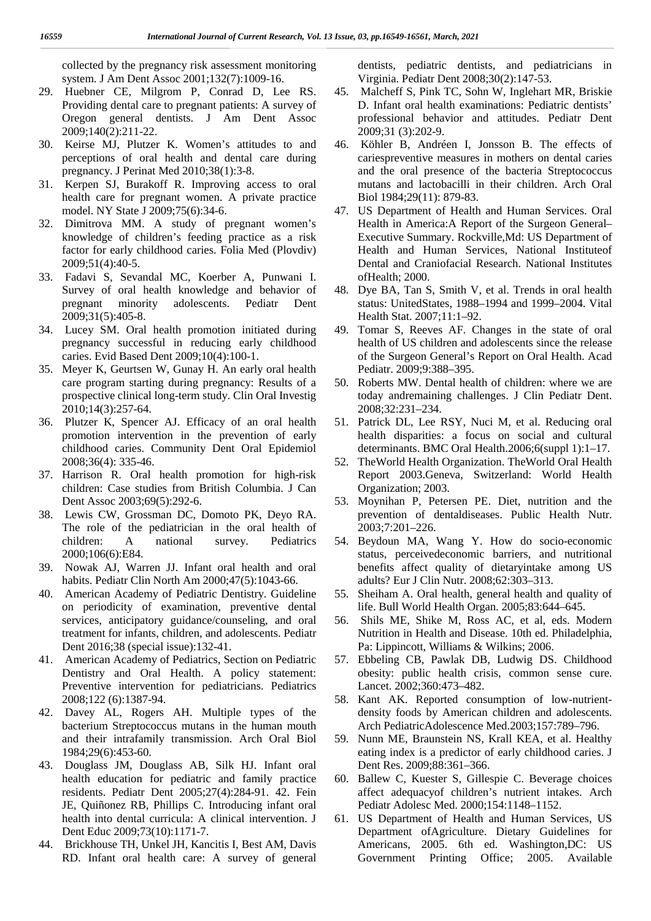collected by the pregnancy risk assessment monitoring system. J Am Dent Assoc 2001;132(7):1009-16.

29. Huebner CE, Milgrom P, Conrad D, Lee RS. Providing dental care to pregnant patients: A survey of Oregon general dentists. J Am Dent Assoc 2009;140(2):211-22.
30. Keirse MJ, Plutzer K. Women's attitudes to and perceptions of oral health and dental care during pregnancy. J Perinat Med 2010;38(1):3-8.
31. Kerpen SJ, Burakoff R. Improving access to oral health care for pregnant women. A private practice model. NY State J 2009;75(6):34-6.
32. Dimitrova MM. A study of pregnant women's knowledge of children's feeding practice as a risk factor for early childhood caries. Folia Med (Plovdiv) 2009;51(4):40-5.
33. Fadavi S, Sevandal MC, Koerber A, Punwani I. Survey of oral health knowledge and behavior of pregnant minority adolescents. Pediatr Dent 2009;31(5):405-8.
34. Lucey SM. Oral health promotion initiated during pregnancy successful in reducing early childhood caries. Evid Based Dent 2009;10(4):100-1.
35. Meyer K, Geurtsen W, Gunay H. An early oral health care program starting during pregnancy: Results of a prospective clinical long-term study. Clin Oral Investig 2010;14(3):257-64.
36. Plutzer K, Spencer AJ. Efficacy of an oral health promotion intervention in the prevention of early childhood caries. Community Dent Oral Epidemiol 2008;36(4): 335-46.
37. Harrison R. Oral health promotion for high-risk children: Case studies from British Columbia. J Can Dent Assoc 2003;69(5):292-6.
38. Lewis CW, Grossman DC, Domoto PK, Deyo RA. The role of the pediatrician in the oral health of children: A national survey. Pediatrics 2000;106(6):E84.
39. Nowak AJ, Warren JJ. Infant oral health and oral habits. Pediatr Clin North Am 2000;47(5):1043-66.
40. American Academy of Pediatric Dentistry. Guideline on periodicity of examination, preventive dental services, anticipatory guidance/counseling, and oral treatment for infants, children, and adolescents. Pediatr Dent 2016;38 (special issue):132-41.
41. American Academy of Pediatrics, Section on Pediatric Dentistry and Oral Health. A policy statement: Preventive intervention for pediatricians. Pediatrics 2008;122 (6):1387-94.
42. Davey AL, Rogers AH. Multiple types of the bacterium Streptococcus mutans in the human mouth and their intrafamily transmission. Arch Oral Biol 1984;29(6):453-60.
43. Douglass JM, Douglass AB, Silk HJ. Infant oral health education for pediatric and family practice residents. Pediatr Dent 2005;27(4):284-91. 42. Fein JE, Quiñonez RB, Phillips C. Introducing infant oral health into dental curricula: A clinical intervention. J Dent Educ 2009;73(10):1171-7.
44. Brickhouse TH, Unkel JH, Kancitis I, Best AM, Davis RD. Infant oral health care: A survey of general dentists, pediatric dentists, and pediatricians in Virginia. Pediatr Dent 2008;30(2):147-53.
45. Malcheff S, Pink TC, Sohn W, Inglehart MR, Briskie D. Infant oral health examinations: Pediatric dentists' professional behavior and attitudes. Pediatr Dent 2009;31 (3):202-9.
46. Köhler B, Andréen I, Jonsson B. The effects of cariespreventive measures in mothers on dental caries and the oral presence of the bacteria Streptococcus mutans and lactobacilli in their children. Arch Oral Biol 1984;29(11): 879-83.
47. US Department of Health and Human Services. Oral Health in America:A Report of the Surgeon General–Executive Summary. Rockville,Md: US Department of Health and Human Services, National Instituteof Dental and Craniofacial Research. National Institutes ofHealth; 2000.
48. Dye BA, Tan S, Smith V, et al. Trends in oral health status: UnitedStates, 1988–1994 and 1999–2004. Vital Health Stat. 2007;11:1–92.
49. Tomar S, Reeves AF. Changes in the state of oral health of US children and adolescents since the release of the Surgeon General's Report on Oral Health. Acad Pediatr. 2009;9:388–395.
50. Roberts MW. Dental health of children: where we are today andremaining challenges. J Clin Pediatr Dent. 2008;32:231–234.
51. Patrick DL, Lee RSY, Nuci M, et al. Reducing oral health disparities: a focus on social and cultural determinants. BMC Oral Health.2006;6(suppl 1):1–17.
52. TheWorld Health Organization. TheWorld Oral Health Report 2003.Geneva, Switzerland: World Health Organization; 2003.
53. Moynihan P, Petersen PE. Diet, nutrition and the prevention of dentaldiseases. Public Health Nutr. 2003;7:201–226.
54. Beydoun MA, Wang Y. How do socio-economic status, perceivedeconomic barriers, and nutritional benefits affect quality of dietaryintake among US adults? Eur J Clin Nutr. 2008;62:303–313.
55. Sheiham A. Oral health, general health and quality of life. Bull World Health Organ. 2005;83:644–645.
56. Shils ME, Shike M, Ross AC, et al, eds. Modern Nutrition in Health and Disease. 10th ed. Philadelphia, Pa: Lippincott, Williams & Wilkins; 2006.
57. Ebbeling CB, Pawlak DB, Ludwig DS. Childhood obesity: public health crisis, common sense cure. Lancet. 2002;360:473–482.
58. Kant AK. Reported consumption of low-nutrient-density foods by American children and adolescents. Arch PediatricAdolescence Med.2003;157:789–796.
59. Nunn ME, Braunstein NS, Krall KEA, et al. Healthy eating index is a predictor of early childhood caries. J Dent Res. 2009;88:361–366.
60. Ballew C, Kuester S, Gillespie C. Beverage choices affect adequacyof children's nutrient intakes. Arch Pediatr Adolesc Med. 2000;154:1148–1152.
61. US Department of Health and Human Services, US Department ofAgriculture. Dietary Guidelines for Americans, 2005. 6th ed. Washington,DC: US Government Printing Office; 2005. Available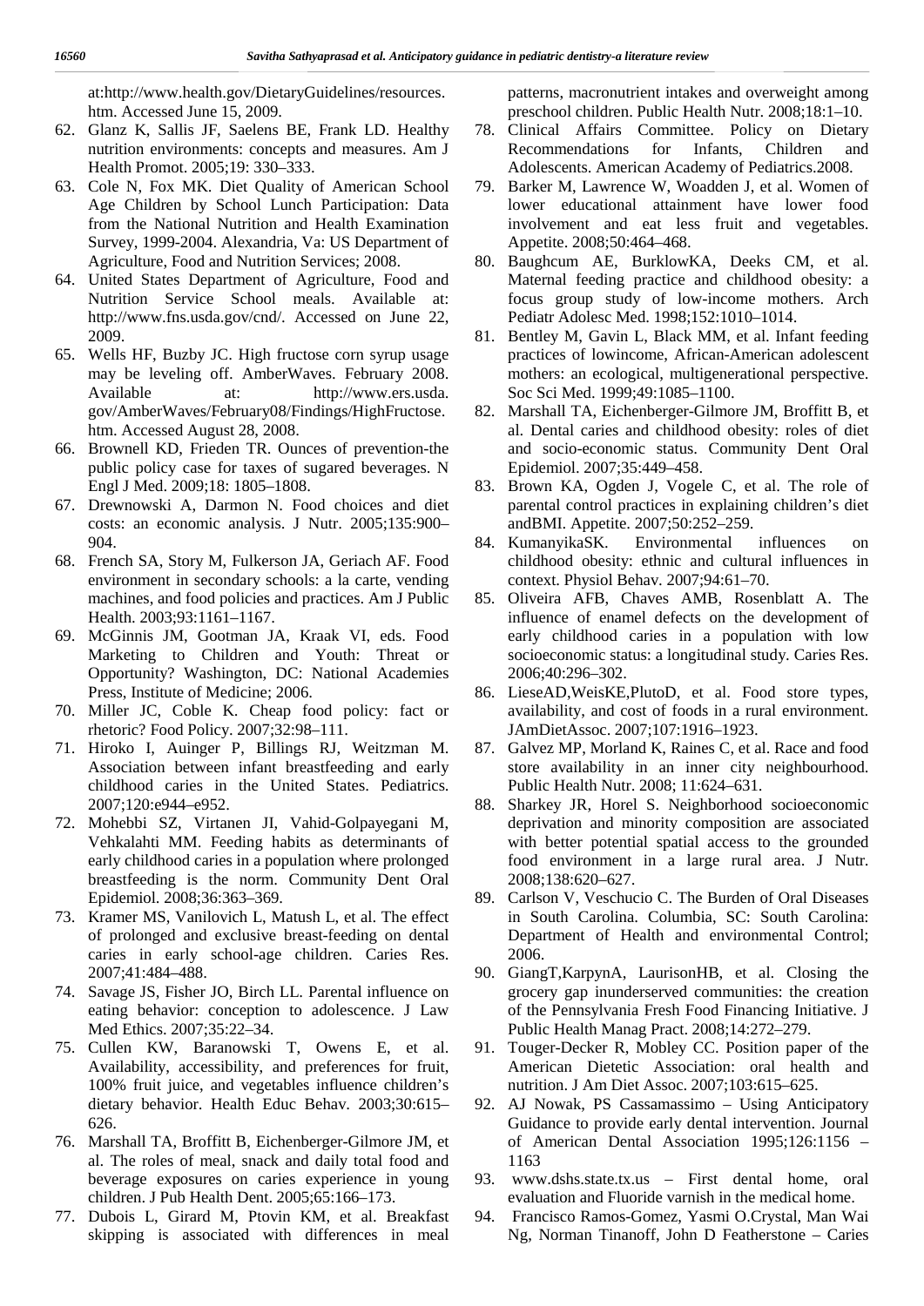at:http://www.health.gov/DietaryGuidelines/resources. htm. Accessed June 15, 2009.

62. Glanz K, Sallis JF, Saelens BE, Frank LD. Healthy nutrition environments: concepts and measures. Am J Health Promot. 2005;19: 330–333.
63. Cole N, Fox MK. Diet Quality of American School Age Children by School Lunch Participation: Data from the National Nutrition and Health Examination Survey, 1999-2004. Alexandria, Va: US Department of Agriculture, Food and Nutrition Services; 2008.
64. United States Department of Agriculture, Food and Nutrition Service School meals. Available at: http://www.fns.usda.gov/cnd/. Accessed on June 22, 2009.
65. Wells HF, Buzby JC. High fructose corn syrup usage may be leveling off. AmberWaves. February 2008. Available at: http://www.ers.usda.gov/AmberWaves/February08/Findings/HighFructose.htm. Accessed August 28, 2008.
66. Brownell KD, Frieden TR. Ounces of prevention-the public policy case for taxes of sugared beverages. N Engl J Med. 2009;18: 1805–1808.
67. Drewnowski A, Darmon N. Food choices and diet costs: an economic analysis. J Nutr. 2005;135:900–904.
68. French SA, Story M, Fulkerson JA, Geriach AF. Food environment in secondary schools: a la carte, vending machines, and food policies and practices. Am J Public Health. 2003;93:1161–1167.
69. McGinnis JM, Gootman JA, Kraak VI, eds. Food Marketing to Children and Youth: Threat or Opportunity? Washington, DC: National Academies Press, Institute of Medicine; 2006.
70. Miller JC, Coble K. Cheap food policy: fact or rhetoric? Food Policy. 2007;32:98–111.
71. Hiroko I, Auinger P, Billings RJ, Weitzman M. Association between infant breastfeeding and early childhood caries in the United States. Pediatrics. 2007;120:e944–e952.
72. Mohebbi SZ, Virtanen JI, Vahid-Golpayegani M, Vehkalahti MM. Feeding habits as determinants of early childhood caries in a population where prolonged breastfeeding is the norm. Community Dent Oral Epidemiol. 2008;36:363–369.
73. Kramer MS, Vanilovich L, Matush L, et al. The effect of prolonged and exclusive breast-feeding on dental caries in early school-age children. Caries Res. 2007;41:484–488.
74. Savage JS, Fisher JO, Birch LL. Parental influence on eating behavior: conception to adolescence. J Law Med Ethics. 2007;35:22–34.
75. Cullen KW, Baranowski T, Owens E, et al. Availability, accessibility, and preferences for fruit, 100% fruit juice, and vegetables influence children's dietary behavior. Health Educ Behav. 2003;30:615–626.
76. Marshall TA, Broffitt B, Eichenberger-Gilmore JM, et al. The roles of meal, snack and daily total food and beverage exposures on caries experience in young children. J Pub Health Dent. 2005;65:166–173.
77. Dubois L, Girard M, Ptovin KM, et al. Breakfast skipping is associated with differences in meal patterns, macronutrient intakes and overweight among preschool children. Public Health Nutr. 2008;18:1–10.
78. Clinical Affairs Committee. Policy on Dietary Recommendations for Infants, Children and Adolescents. American Academy of Pediatrics.2008.
79. Barker M, Lawrence W, Woadden J, et al. Women of lower educational attainment have lower food involvement and eat less fruit and vegetables. Appetite. 2008;50:464–468.
80. Baughcum AE, BurklowKA, Deeks CM, et al. Maternal feeding practice and childhood obesity: a focus group study of low-income mothers. Arch Pediatr Adolesc Med. 1998;152:1010–1014.
81. Bentley M, Gavin L, Black MM, et al. Infant feeding practices of lowincome, African-American adolescent mothers: an ecological, multigenerational perspective. Soc Sci Med. 1999;49:1085–1100.
82. Marshall TA, Eichenberger-Gilmore JM, Broffitt B, et al. Dental caries and childhood obesity: roles of diet and socio-economic status. Community Dent Oral Epidemiol. 2007;35:449–458.
83. Brown KA, Ogden J, Vogele C, et al. The role of parental control practices in explaining children's diet andBMI. Appetite. 2007;50:252–259.
84. KumanyikaSK. Environmental influences on childhood obesity: ethnic and cultural influences in context. Physiol Behav. 2007;94:61–70.
85. Oliveira AFB, Chaves AMB, Rosenblatt A. The influence of enamel defects on the development of early childhood caries in a population with low socioeconomic status: a longitudinal study. Caries Res. 2006;40:296–302.
86. LieseAD,WeisKE,PlutoD, et al. Food store types, availability, and cost of foods in a rural environment. JAmDietAssoc. 2007;107:1916–1923.
87. Galvez MP, Morland K, Raines C, et al. Race and food store availability in an inner city neighbourhood. Public Health Nutr. 2008; 11:624–631.
88. Sharkey JR, Horel S. Neighborhood socioeconomic deprivation and minority composition are associated with better potential spatial access to the grounded food environment in a large rural area. J Nutr. 2008;138:620–627.
89. Carlson V, Veschucio C. The Burden of Oral Diseases in South Carolina. Columbia, SC: South Carolina: Department of Health and environmental Control; 2006.
90. GiangT,KarpynA, LaurisonHB, et al. Closing the grocery gap inunderserved communities: the creation of the Pennsylvania Fresh Food Financing Initiative. J Public Health Manag Pract. 2008;14:272–279.
91. Touger-Decker R, Mobley CC. Position paper of the American Dietetic Association: oral health and nutrition. J Am Diet Assoc. 2007;103:615–625.
92. AJ Nowak, PS Cassamassimo – Using Anticipatory Guidance to provide early dental intervention. Journal of American Dental Association 1995;126:1156 – 1163
93. www.dshs.state.tx.us – First dental home, oral evaluation and Fluoride varnish in the medical home.
94. Francisco Ramos-Gomez, Yasmi O.Crystal, Man Wai Ng, Norman Tinanoff, John D Featherstone – Caries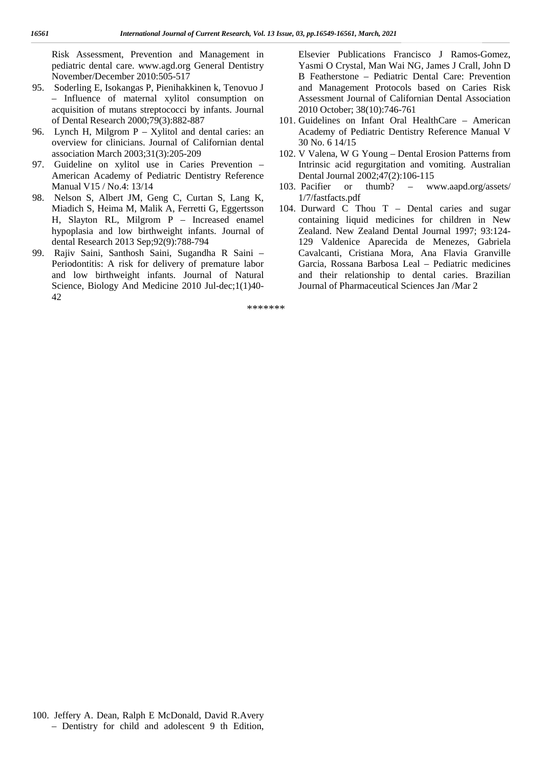Risk Assessment, Prevention and Management in pediatric dental care. www.agd.org General Dentistry November/December 2010:505-517

95. Soderling E, Isokangas P, Pienihakkinen k, Tenovuo J – Influence of maternal xylitol consumption on acquisition of mutans streptococci by infants. Journal of Dental Research 2000;79(3):882-887
96. Lynch H, Milgrom P – Xylitol and dental caries: an overview for clinicians. Journal of Californian dental association March 2003;31(3):205-209
97. Guideline on xylitol use in Caries Prevention – American Academy of Pediatric Dentistry Reference Manual V15 / No.4: 13/14
98. Nelson S, Albert JM, Geng C, Curtan S, Lang K, Miadich S, Heima M, Malik A, Ferretti G, Eggertsson H, Slayton RL, Milgrom P – Increased enamel hypoplasia and low birthweight infants. Journal of dental Research 2013 Sep;92(9):788-794
99. Rajiv Saini, Santhosh Saini, Sugandha R Saini – Periodontitis: A risk for delivery of premature labor and low birthweight infants. Journal of Natural Science, Biology And Medicine 2010 Jul-dec;1(1)40-42
100. Jeffery A. Dean, Ralph E McDonald, David R.Avery – Dentistry for child and adolescent 9 th Edition, Elsevier Publications Francisco J Ramos-Gomez, Yasmi O Crystal, Man Wai NG, James J Crall, John D B Featherstone – Pediatric Dental Care: Prevention and Management Protocols based on Caries Risk Assessment Journal of Californian Dental Association 2010 October; 38(10):746-761
101. Guidelines on Infant Oral HealthCare – American Academy of Pediatric Dentistry Reference Manual V 30 No. 6 14/15
102. V Valena, W G Young – Dental Erosion Patterns from Intrinsic acid regurgitation and vomiting. Australian Dental Journal 2002;47(2):106-115
103. Pacifier or thumb? – www.aapd.org/assets/ 1/7/fastfacts.pdf
104. Durward C Thou T – Dental caries and sugar containing liquid medicines for children in New Zealand. New Zealand Dental Journal 1997; 93:124-129 Valdenice Aparecida de Menezes, Gabriela Cavalcanti, Cristiana Mora, Ana Flavia Granville Garcia, Rossana Barbosa Leal – Pediatric medicines and their relationship to dental caries. Brazilian Journal of Pharmaceutical Sciences Jan /Mar 2

*******